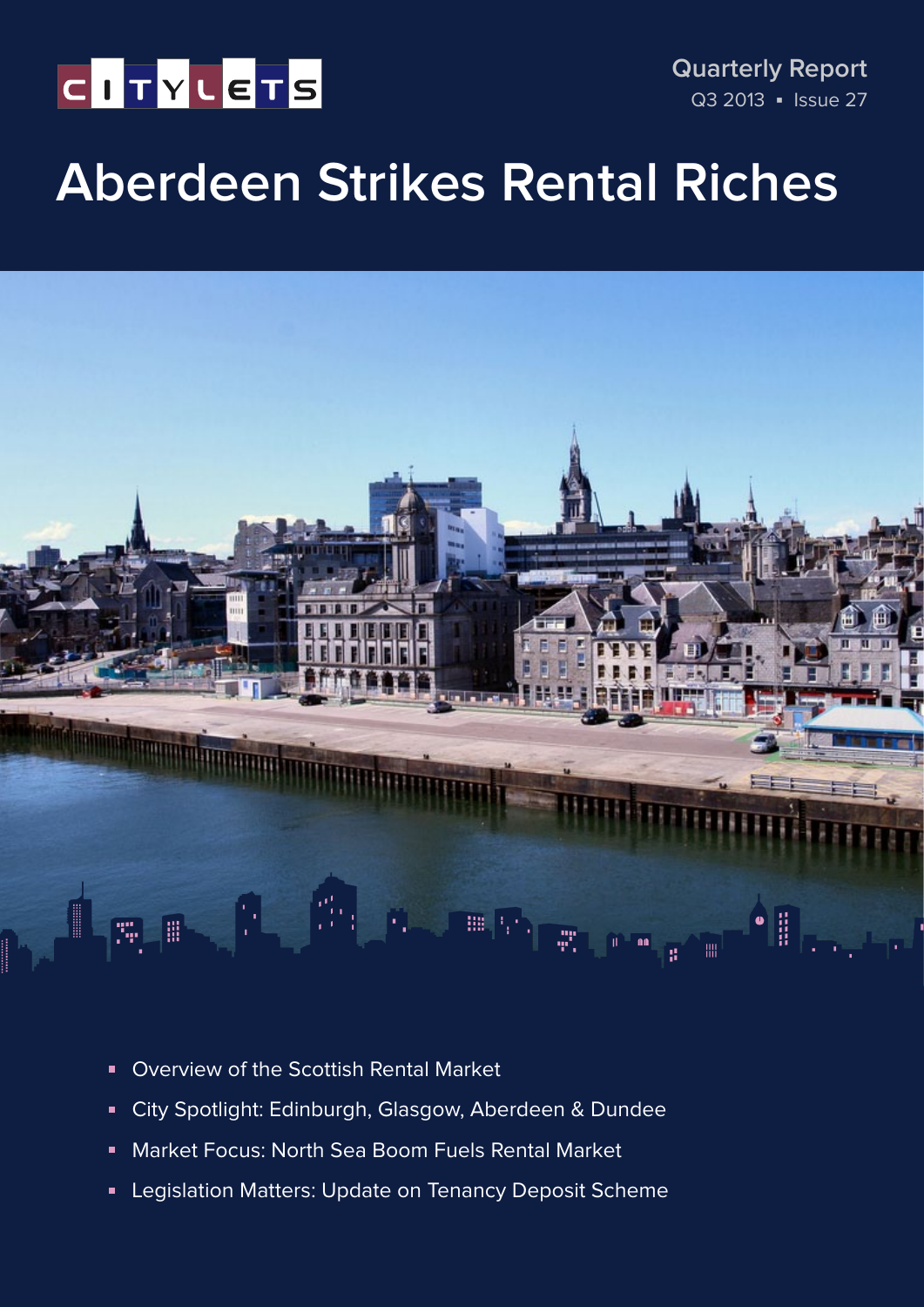CITYLETS

Quarterly Report
Q3 2013 ▪ Issue 27

# Aberdeen Strikes Rental Riches

- Overview of the Scottish Rental Market
- City Spotlight: Edinburgh, Glasgow, Aberdeen & Dundee
- Market Focus: North Sea Boom Fuels Rental Market
- Legislation Matters: Update on Tenancy Deposit Scheme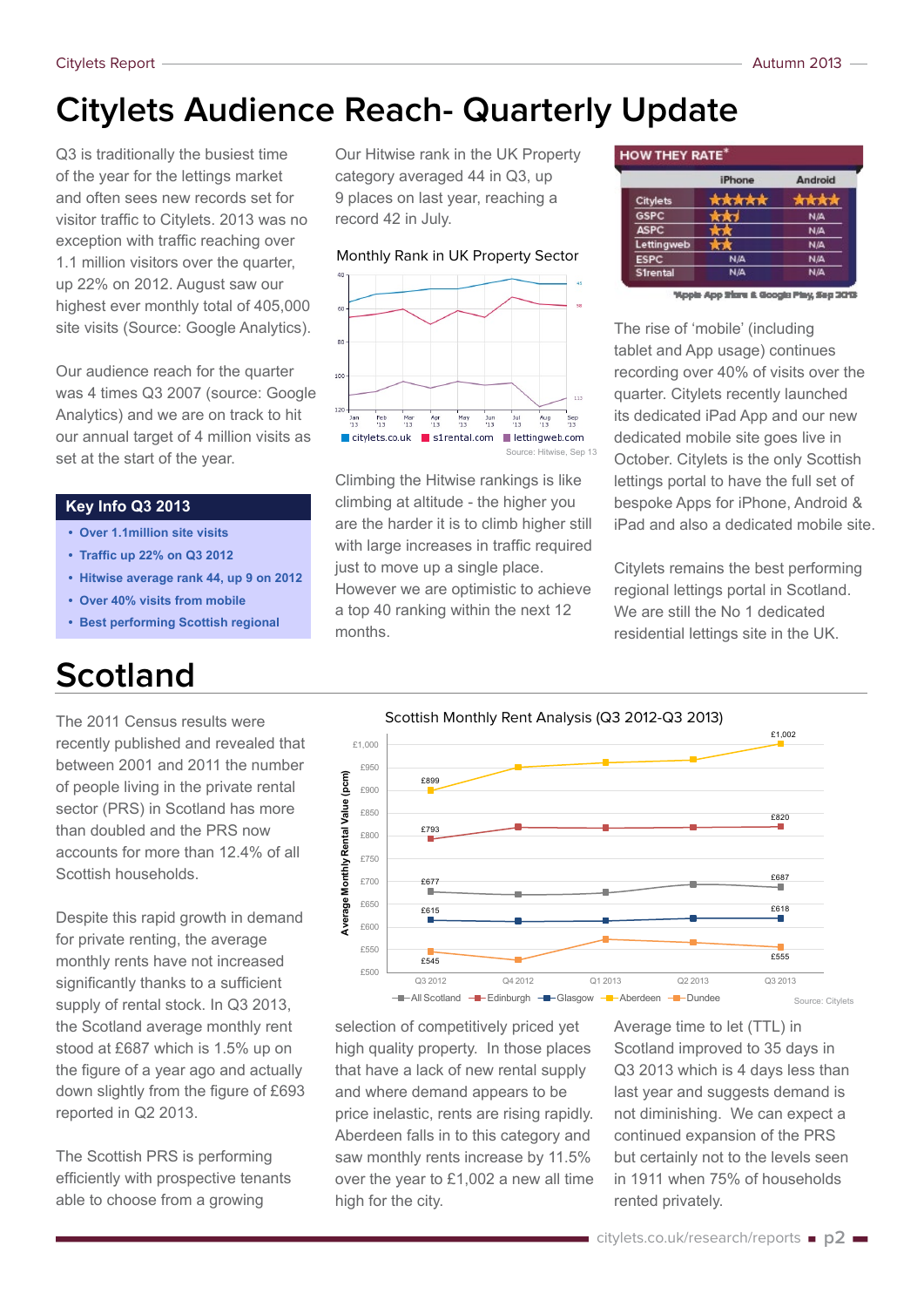# Citylets Audience Reach- Quarterly Update

Q3 is traditionally the busiest time of the year for the lettings market and often sees new records set for visitor traffic to Citylets. 2013 was no exception with traffic reaching over 1.1 million visitors over the quarter, up 22% on 2012. August saw our highest ever monthly total of 405,000 site visits (Source: Google Analytics).

Our audience reach for the quarter was 4 times Q3 2007 (source: Google Analytics) and we are on track to hit our annual target of 4 million visits as set at the start of the year.

### Key Info Q3 2013

- **Over 1.1million site visits**
- **Traffic up 22% on Q3 2012**
- **Hitwise average rank 44, up 9 on 2012**
- **Over 40% visits from mobile**
- **Best performing Scottish regional**

Our Hitwise rank in the UK Property category averaged 44 in Q3, up 9 places on last year, reaching a record 42 in July.

Monthly Rank in UK Property Sector

Source: Hitwise, Sep 13

Climbing the Hitwise rankings is like climbing at altitude - the higher you are the harder it is to climb higher still with large increases in traffic required just to move up a single place. However we are optimistic to achieve a top 40 ranking within the next 12 months.

**HOW THEY RATE***

| | iPhone | Android |
|---|---|---|
| Citylets | ★★★★★ | ★★★★ |
| GSPC | ★★½ | N/A |
| ASPC | ★★ | N/A |
| Lettingweb | ★★ | N/A |
| ESPC | N/A | N/A |
| S1rental | N/A | N/A |

*Apple App Store & Google Play, Sep 2013

The rise of 'mobile' (including tablet and App usage) continues recording over 40% of visits over the quarter. Citylets recently launched its dedicated iPad App and our new dedicated mobile site goes live in October. Citylets is the only Scottish lettings portal to have the full set of bespoke Apps for iPhone, Android & iPad and also a dedicated mobile site.

Citylets remains the best performing regional lettings portal in Scotland. We are still the No 1 dedicated residential lettings site in the UK.

# Scotland

The 2011 Census results were recently published and revealed that between 2001 and 2011 the number of people living in the private rental sector (PRS) in Scotland has more than doubled and the PRS now accounts for more than 12.4% of all Scottish households.

Despite this rapid growth in demand for private renting, the average monthly rents have not increased significantly thanks to a sufficient supply of rental stock. In Q3 2013, the Scotland average monthly rent stood at £687 which is 1.5% up on the figure of a year ago and actually down slightly from the figure of £693 reported in Q2 2013.

The Scottish PRS is performing efficiently with prospective tenants able to choose from a growing selection of competitively priced yet high quality property. In those places that have a lack of new rental supply and where demand appears to be price inelastic, rents are rising rapidly. Aberdeen falls in to this category and saw monthly rents increase by 11.5% over the year to £1,002 a new all time high for the city.

Scottish Monthly Rent Analysis (Q3 2012-Q3 2013)

| | Q3 2012 | Q3 2013 |
|---|---|---|
| All Scotland | £677 | £687 |
| Edinburgh | £793 | £820 |
| Glasgow | £615 | £618 |
| Aberdeen | £899 | £1,002 |
| Dundee | £545 | £555 |

Source: Citylets

Average time to let (TTL) in Scotland improved to 35 days in Q3 2013 which is 4 days less than last year and suggests demand is not diminishing. We can expect a continued expansion of the PRS but certainly not to the levels seen in 1911 when 75% of households rented privately.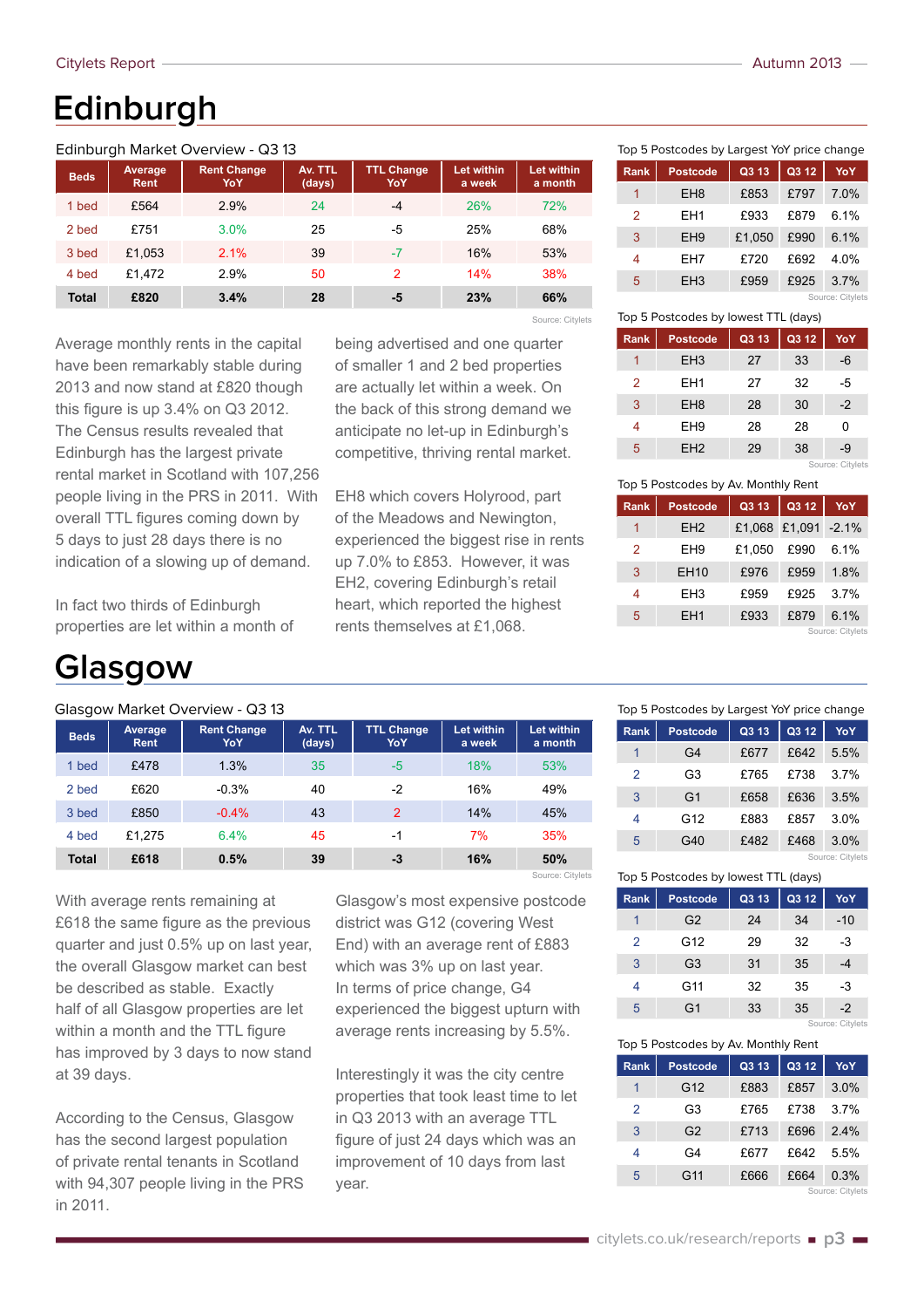# Edinburgh

Edinburgh Market Overview - Q3 13

| Beds | Average Rent | Rent Change YoY | Av. TTL (days) | TTL Change YoY | Let within a week | Let within a month |
|---|---|---|---|---|---|---|
| 1 bed | £564 | 2.9% | 24 | -4 | 26% | 72% |
| 2 bed | £751 | 3.0% | 25 | -5 | 25% | 68% |
| 3 bed | £1,053 | 2.1% | 39 | -7 | 16% | 53% |
| 4 bed | £1,472 | 2.9% | 50 | 2 | 14% | 38% |
| **Total** | **£820** | **3.4%** | **28** | **-5** | **23%** | **66%** |

Source: Citylets

Average monthly rents in the capital have been remarkably stable during 2013 and now stand at £820 though this figure is up 3.4% on Q3 2012. The Census results revealed that Edinburgh has the largest private rental market in Scotland with 107,256 people living in the PRS in 2011. With overall TTL figures coming down by 5 days to just 28 days there is no indication of a slowing up of demand.

In fact two thirds of Edinburgh properties are let within a month of being advertised and one quarter of smaller 1 and 2 bed properties are actually let within a week. On the back of this strong demand we anticipate no let-up in Edinburgh's competitive, thriving rental market.

EH8 which covers Holyrood, part of the Meadows and Newington, experienced the biggest rise in rents up 7.0% to £853. However, it was EH2, covering Edinburgh's retail heart, which reported the highest rents themselves at £1,068.

Top 5 Postcodes by Largest YoY price change

| Rank | Postcode | Q3 13 | Q3 12 | YoY |
|---|---|---|---|---|
| 1 | EH8 | £853 | £797 | 7.0% |
| 2 | EH1 | £933 | £879 | 6.1% |
| 3 | EH9 | £1,050 | £990 | 6.1% |
| 4 | EH7 | £720 | £692 | 4.0% |
| 5 | EH3 | £959 | £925 | 3.7% |

Source: Citylets

Top 5 Postcodes by lowest TTL (days)

| Rank | Postcode | Q3 13 | Q3 12 | YoY |
|---|---|---|---|---|
| 1 | EH3 | 27 | 33 | -6 |
| 2 | EH1 | 27 | 32 | -5 |
| 3 | EH8 | 28 | 30 | -2 |
| 4 | EH9 | 28 | 28 | 0 |
| 5 | EH2 | 29 | 38 | -9 |

Source: Citylets

Top 5 Postcodes by Av. Monthly Rent

| Rank | Postcode | Q3 13 | Q3 12 | YoY |
|---|---|---|---|---|
| 1 | EH2 | £1,068 | £1,091 | -2.1% |
| 2 | EH9 | £1,050 | £990 | 6.1% |
| 3 | EH10 | £976 | £959 | 1.8% |
| 4 | EH3 | £959 | £925 | 3.7% |
| 5 | EH1 | £933 | £879 | 6.1% |

Source: Citylets

# Glasgow

Glasgow Market Overview - Q3 13

| Beds | Average Rent | Rent Change YoY | Av. TTL (days) | TTL Change YoY | Let within a week | Let within a month |
|---|---|---|---|---|---|---|
| 1 bed | £478 | 1.3% | 35 | -5 | 18% | 53% |
| 2 bed | £620 | -0.3% | 40 | -2 | 16% | 49% |
| 3 bed | £850 | -0.4% | 43 | 2 | 14% | 45% |
| 4 bed | £1,275 | 6.4% | 45 | -1 | 7% | 35% |
| **Total** | **£618** | **0.5%** | **39** | **-3** | **16%** | **50%** |

Source: Citylets

With average rents remaining at £618 the same figure as the previous quarter and just 0.5% up on last year, the overall Glasgow market can best be described as stable. Exactly half of all Glasgow properties are let within a month and the TTL figure has improved by 3 days to now stand at 39 days.

According to the Census, Glasgow has the second largest population of private rental tenants in Scotland with 94,307 people living in the PRS in 2011.

Glasgow's most expensive postcode district was G12 (covering West End) with an average rent of £883 which was 3% up on last year. In terms of price change, G4 experienced the biggest upturn with average rents increasing by 5.5%.

Interestingly it was the city centre properties that took least time to let in Q3 2013 with an average TTL figure of just 24 days which was an improvement of 10 days from last year.

Top 5 Postcodes by Largest YoY price change

| Rank | Postcode | Q3 13 | Q3 12 | YoY |
|---|---|---|---|---|
| 1 | G4 | £677 | £642 | 5.5% |
| 2 | G3 | £765 | £738 | 3.7% |
| 3 | G1 | £658 | £636 | 3.5% |
| 4 | G12 | £883 | £857 | 3.0% |
| 5 | G40 | £482 | £468 | 3.0% |

Source: Citylets

Top 5 Postcodes by lowest TTL (days)

| Rank | Postcode | Q3 13 | Q3 12 | YoY |
|---|---|---|---|---|
| 1 | G2 | 24 | 34 | -10 |
| 2 | G12 | 29 | 32 | -3 |
| 3 | G3 | 31 | 35 | -4 |
| 4 | G11 | 32 | 35 | -3 |
| 5 | G1 | 33 | 35 | -2 |

Source: Citylets

Top 5 Postcodes by Av. Monthly Rent

| Rank | Postcode | Q3 13 | Q3 12 | YoY |
|---|---|---|---|---|
| 1 | G12 | £883 | £857 | 3.0% |
| 2 | G3 | £765 | £738 | 3.7% |
| 3 | G2 | £713 | £696 | 2.4% |
| 4 | G4 | £677 | £642 | 5.5% |
| 5 | G11 | £666 | £664 | 0.3% |

Source: Citylets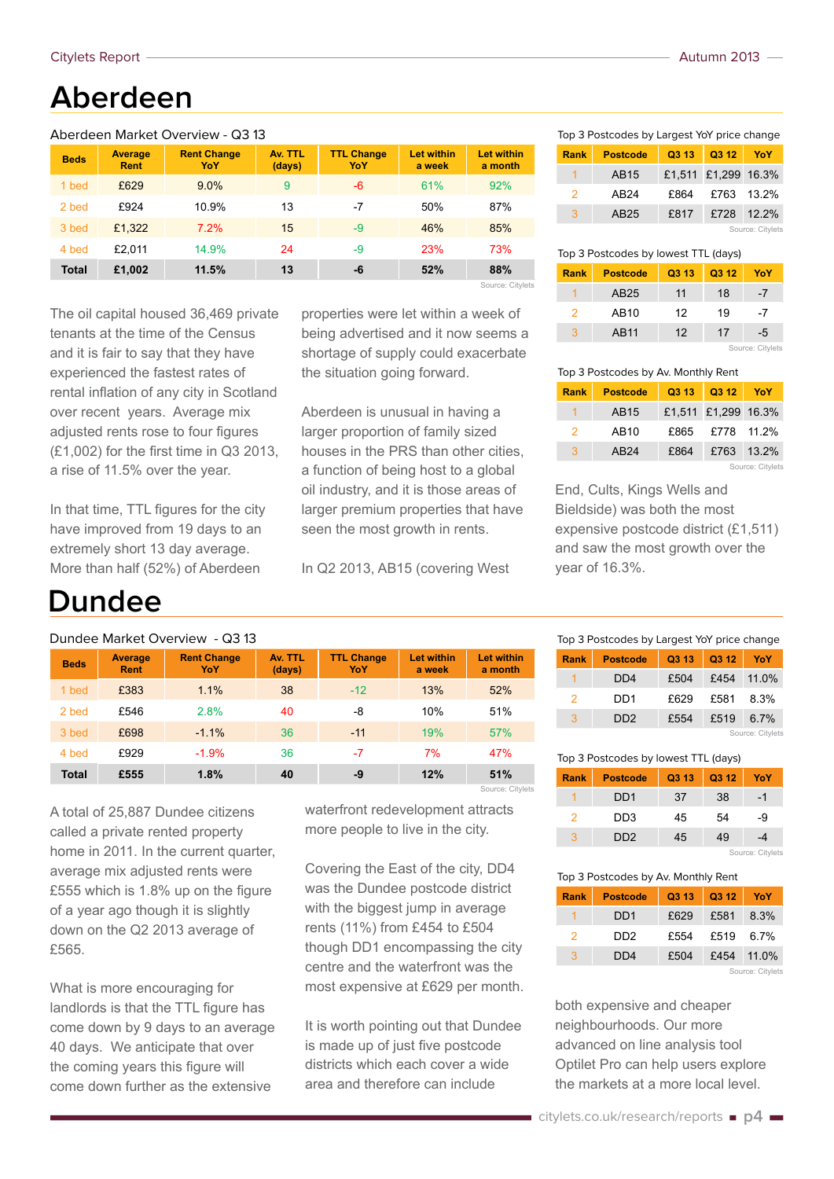# Aberdeen

Aberdeen Market Overview - Q3 13

| Beds | Average Rent | Rent Change YoY | Av. TTL (days) | TTL Change YoY | Let within a week | Let within a month |
|---|---|---|---|---|---|---|
| 1 bed | £629 | 9.0% | 9 | -6 | 61% | 92% |
| 2 bed | £924 | 10.9% | 13 | -7 | 50% | 87% |
| 3 bed | £1,322 | 7.2% | 15 | -9 | 46% | 85% |
| 4 bed | £2,011 | 14.9% | 24 | -9 | 23% | 73% |
| **Total** | **£1,002** | **11.5%** | **13** | **-6** | **52%** | **88%** |

Source: Citylets

Top 3 Postcodes by Largest YoY price change

| Rank | Postcode | Q3 13 | Q3 12 | YoY |
|---|---|---|---|---|
| 1 | AB15 | £1,511 | £1,299 | 16.3% |
| 2 | AB24 | £864 | £763 | 13.2% |
| 3 | AB25 | £817 | £728 | 12.2% |

Source: Citylets

Top 3 Postcodes by lowest TTL (days)

| Rank | Postcode | Q3 13 | Q3 12 | YoY |
|---|---|---|---|---|
| 1 | AB25 | 11 | 18 | -7 |
| 2 | AB10 | 12 | 19 | -7 |
| 3 | AB11 | 12 | 17 | -5 |

Source: Citylets

Top 3 Postcodes by Av. Monthly Rent

| Rank | Postcode | Q3 13 | Q3 12 | YoY |
|---|---|---|---|---|
| 1 | AB15 | £1,511 | £1,299 | 16.3% |
| 2 | AB10 | £865 | £778 | 11.2% |
| 3 | AB24 | £864 | £763 | 13.2% |

Source: Citylets

The oil capital housed 36,469 private tenants at the time of the Census and it is fair to say that they have experienced the fastest rates of rental inflation of any city in Scotland over recent years. Average mix adjusted rents rose to four figures (£1,002) for the first time in Q3 2013, a rise of 11.5% over the year.

In that time, TTL figures for the city have improved from 19 days to an extremely short 13 day average. More than half (52%) of Aberdeen properties were let within a week of being advertised and it now seems a shortage of supply could exacerbate the situation going forward.

Aberdeen is unusual in having a larger proportion of family sized houses in the PRS than other cities, a function of being host to a global oil industry, and it is those areas of larger premium properties that have seen the most growth in rents.

In Q2 2013, AB15 (covering West End, Cults, Kings Wells and Bieldside) was both the most expensive postcode district (£1,511) and saw the most growth over the year of 16.3%.

# Dundee

Dundee Market Overview - Q3 13

| Beds | Average Rent | Rent Change YoY | Av. TTL (days) | TTL Change YoY | Let within a week | Let within a month |
|---|---|---|---|---|---|---|
| 1 bed | £383 | 1.1% | 38 | -12 | 13% | 52% |
| 2 bed | £546 | 2.8% | 40 | -8 | 10% | 51% |
| 3 bed | £698 | -1.1% | 36 | -11 | 19% | 57% |
| 4 bed | £929 | -1.9% | 36 | -7 | 7% | 47% |
| **Total** | **£555** | **1.8%** | **40** | **-9** | **12%** | **51%** |

Source: Citylets

Top 3 Postcodes by Largest YoY price change

| Rank | Postcode | Q3 13 | Q3 12 | YoY |
|---|---|---|---|---|
| 1 | DD4 | £504 | £454 | 11.0% |
| 2 | DD1 | £629 | £581 | 8.3% |
| 3 | DD2 | £554 | £519 | 6.7% |

Source: Citylets

Top 3 Postcodes by lowest TTL (days)

| Rank | Postcode | Q3 13 | Q3 12 | YoY |
|---|---|---|---|---|
| 1 | DD1 | 37 | 38 | -1 |
| 2 | DD3 | 45 | 54 | -9 |
| 3 | DD2 | 45 | 49 | -4 |

Source: Citylets

Top 3 Postcodes by Av. Monthly Rent

| Rank | Postcode | Q3 13 | Q3 12 | YoY |
|---|---|---|---|---|
| 1 | DD1 | £629 | £581 | 8.3% |
| 2 | DD2 | £554 | £519 | 6.7% |
| 3 | DD4 | £504 | £454 | 11.0% |

Source: Citylets

A total of 25,887 Dundee citizens called a private rented property home in 2011. In the current quarter, average mix adjusted rents were £555 which is 1.8% up on the figure of a year ago though it is slightly down on the Q2 2013 average of £565.

What is more encouraging for landlords is that the TTL figure has come down by 9 days to an average 40 days. We anticipate that over the coming years this figure will come down further as the extensive waterfront redevelopment attracts more people to live in the city.

Covering the East of the city, DD4 was the Dundee postcode district with the biggest jump in average rents (11%) from £454 to £504 though DD1 encompassing the city centre and the waterfront was the most expensive at £629 per month.

It is worth pointing out that Dundee is made up of just five postcode districts which each cover a wide area and therefore can include both expensive and cheaper neighbourhoods. Our more advanced on line analysis tool Optilet Pro can help users explore the markets at a more local level.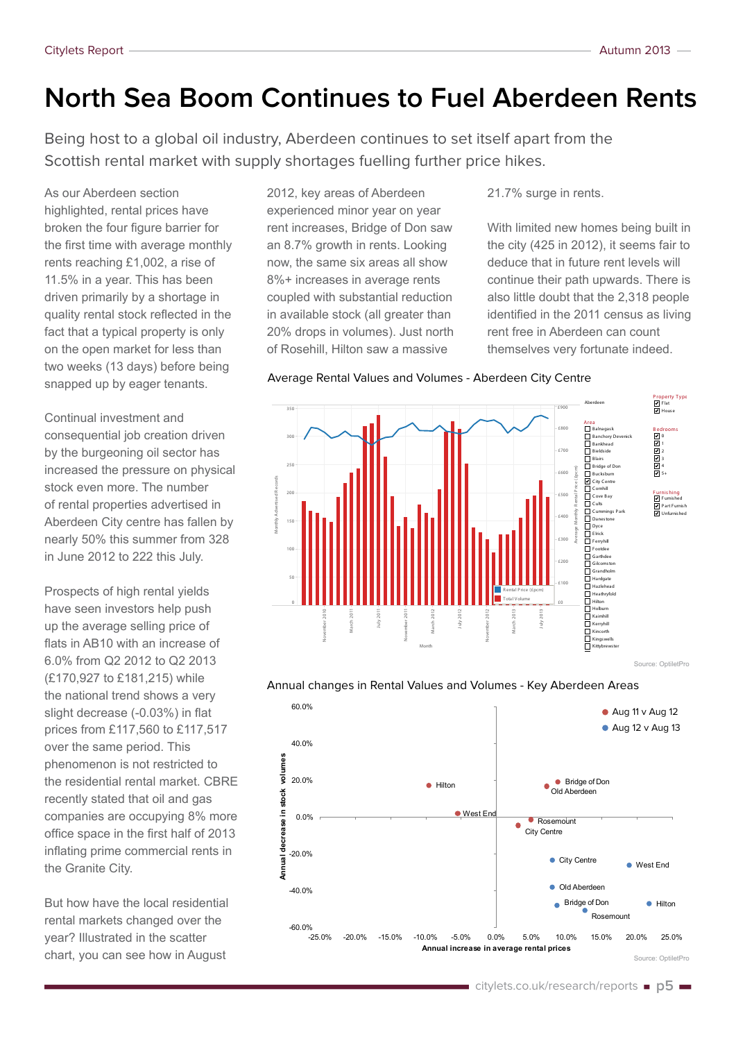# North Sea Boom Continues to Fuel Aberdeen Rents

Being host to a global oil industry, Aberdeen continues to set itself apart from the Scottish rental market with supply shortages fuelling further price hikes.

As our Aberdeen section highlighted, rental prices have broken the four figure barrier for the first time with average monthly rents reaching £1,002, a rise of 11.5% in a year. This has been driven primarily by a shortage in quality rental stock reflected in the fact that a typical property is only on the open market for less than two weeks (13 days) before being snapped up by eager tenants.

Continual investment and consequential job creation driven by the burgeoning oil sector has increased the pressure on physical stock even more. The number of rental properties advertised in Aberdeen City centre has fallen by nearly 50% this summer from 328 in June 2012 to 222 this July.

Prospects of high rental yields have seen investors help push up the average selling price of flats in AB10 with an increase of 6.0% from Q2 2012 to Q2 2013 (£170,927 to £181,215) while the national trend shows a very slight decrease (-0.03%) in flat prices from £117,560 to £117,517 over the same period. This phenomenon is not restricted to the residential rental market. CBRE recently stated that oil and gas companies are occupying 8% more office space in the first half of 2013 inflating prime commercial rents in the Granite City.

But how have the local residential rental markets changed over the year? Illustrated in the scatter chart, you can see how in August 2012, key areas of Aberdeen experienced minor year on year rent increases, Bridge of Don saw an 8.7% growth in rents. Looking now, the same six areas all show 8%+ increases in average rents coupled with substantial reduction in available stock (all greater than 20% drops in volumes). Just north of Rosehill, Hilton saw a massive 21.7% surge in rents.

With limited new homes being built in the city (425 in 2012), it seems fair to deduce that in future rent levels will continue their path upwards. There is also little doubt that the 2,318 people identified in the 2011 census as living rent free in Aberdeen can count themselves very fortunate indeed.

Average Rental Values and Volumes - Aberdeen City Centre

Source: OptiletPro

Annual changes in Rental Values and Volumes - Key Aberdeen Areas

Source: OptiletPro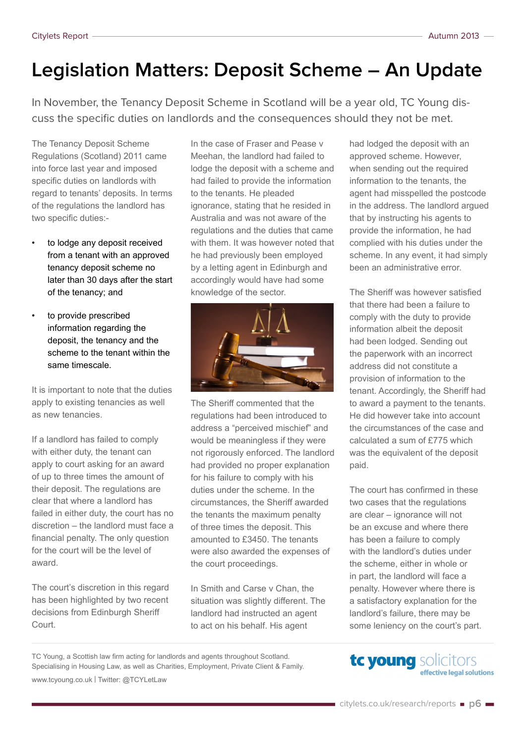# Legislation Matters: Deposit Scheme – An Update

In November, the Tenancy Deposit Scheme in Scotland will be a year old, TC Young discuss the specific duties on landlords and the consequences should they not be met.

The Tenancy Deposit Scheme Regulations (Scotland) 2011 came into force last year and imposed specific duties on landlords with regard to tenants' deposits. In terms of the regulations the landlord has two specific duties:-

- to lodge any deposit received from a tenant with an approved tenancy deposit scheme no later than 30 days after the start of the tenancy; and
- to provide prescribed information regarding the deposit, the tenancy and the scheme to the tenant within the same timescale.

It is important to note that the duties apply to existing tenancies as well as new tenancies.

If a landlord has failed to comply with either duty, the tenant can apply to court asking for an award of up to three times the amount of their deposit. The regulations are clear that where a landlord has failed in either duty, the court has no discretion – the landlord must face a financial penalty. The only question for the court will be the level of award.

The court's discretion in this regard has been highlighted by two recent decisions from Edinburgh Sheriff Court.

In the case of Fraser and Pease v Meehan, the landlord had failed to lodge the deposit with a scheme and had failed to provide the information to the tenants. He pleaded ignorance, stating that he resided in Australia and was not aware of the regulations and the duties that came with them. It was however noted that he had previously been employed by a letting agent in Edinburgh and accordingly would have had some knowledge of the sector.

The Sheriff commented that the regulations had been introduced to address a "perceived mischief" and would be meaningless if they were not rigorously enforced. The landlord had provided no proper explanation for his failure to comply with his duties under the scheme. In the circumstances, the Sheriff awarded the tenants the maximum penalty of three times the deposit. This amounted to £3450. The tenants were also awarded the expenses of the court proceedings.

In Smith and Carse v Chan, the situation was slightly different. The landlord had instructed an agent to act on his behalf. His agent had lodged the deposit with an approved scheme. However, when sending out the required information to the tenants, the agent had misspelled the postcode in the address. The landlord argued that by instructing his agents to provide the information, he had complied with his duties under the scheme. In any event, it had simply been an administrative error.

The Sheriff was however satisfied that there had been a failure to comply with the duty to provide information albeit the deposit had been lodged. Sending out the paperwork with an incorrect address did not constitute a provision of information to the tenant. Accordingly, the Sheriff had to award a payment to the tenants. He did however take into account the circumstances of the case and calculated a sum of £775 which was the equivalent of the deposit paid.

The court has confirmed in these two cases that the regulations are clear – ignorance will not be an excuse and where there has been a failure to comply with the landlord's duties under the scheme, either in whole or in part, the landlord will face a penalty. However where there is a satisfactory explanation for the landlord's failure, there may be some leniency on the court's part.

TC Young, a Scottish law firm acting for landlords and agents throughout Scotland. Specialising in Housing Law, as well as Charities, Employment, Private Client & Family.

www.tcyoung.co.uk | Twitter: @TCYLetLaw

tc young solicitors
effective legal solutions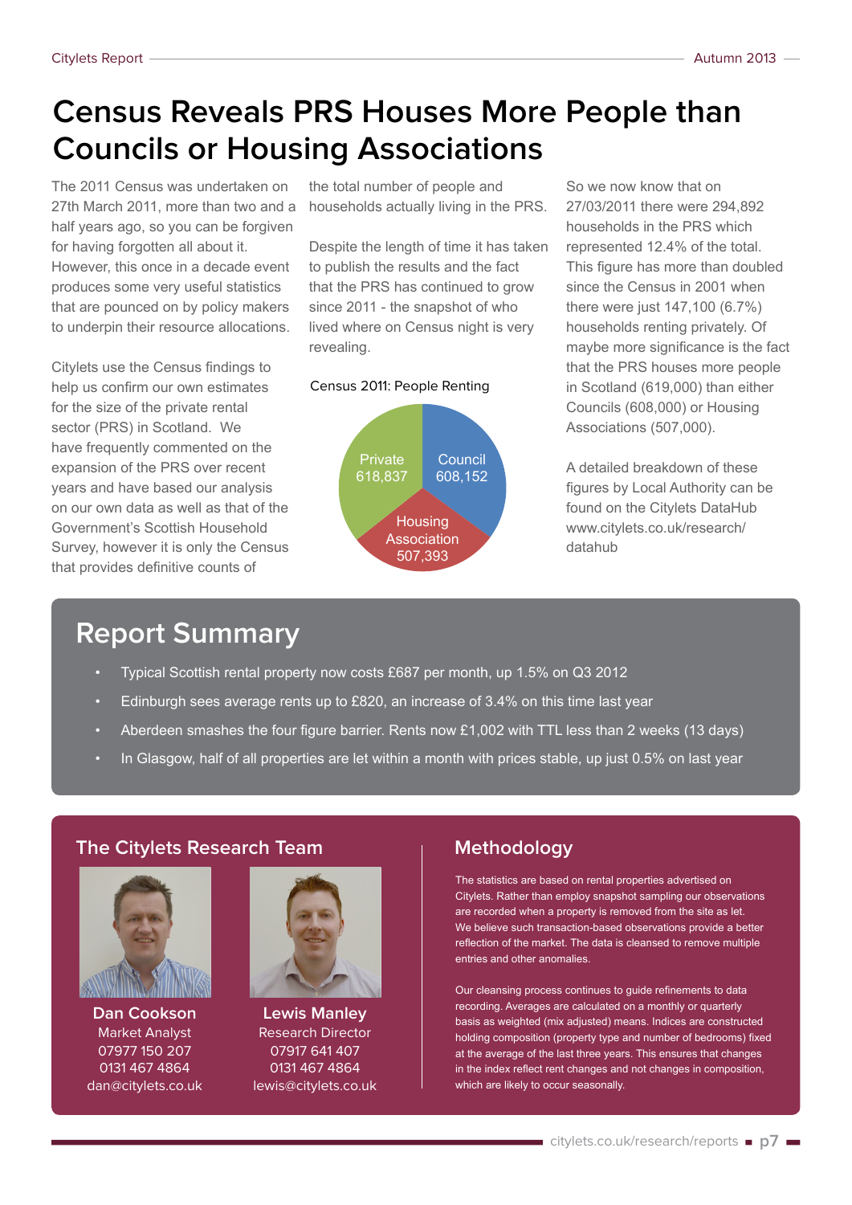# Census Reveals PRS Houses More People than Councils or Housing Associations

The 2011 Census was undertaken on 27th March 2011, more than two and a half years ago, so you can be forgiven for having forgotten all about it. However, this once in a decade event produces some very useful statistics that are pounced on by policy makers to underpin their resource allocations.

Citylets use the Census findings to help us confirm our own estimates for the size of the private rental sector (PRS) in Scotland. We have frequently commented on the expansion of the PRS over recent years and have based our analysis on our own data as well as that of the Government's Scottish Household Survey, however it is only the Census that provides definitive counts of the total number of people and households actually living in the PRS.

Despite the length of time it has taken to publish the results and the fact that the PRS has continued to grow since 2011 - the snapshot of who lived where on Census night is very revealing.

Census 2011: People Renting

| Tenure | People |
| --- | --- |
| Private | 618,837 |
| Council | 608,152 |
| Housing Association | 507,393 |

So we now know that on 27/03/2011 there were 294,892 households in the PRS which represented 12.4% of the total. This figure has more than doubled since the Census in 2001 when there were just 147,100 (6.7%) households renting privately. Of maybe more significance is the fact that the PRS houses more people in Scotland (619,000) than either Councils (608,000) or Housing Associations (507,000).

A detailed breakdown of these figures by Local Authority can be found on the Citylets DataHub www.citylets.co.uk/research/datahub

## Report Summary

- Typical Scottish rental property now costs £687 per month, up 1.5% on Q3 2012
- Edinburgh sees average rents up to £820, an increase of 3.4% on this time last year
- Aberdeen smashes the four figure barrier. Rents now £1,002 with TTL less than 2 weeks (13 days)
- In Glasgow, half of all properties are let within a month with prices stable, up just 0.5% on last year

## The Citylets Research Team

**Dan Cookson**
Market Analyst
07977 150 207
0131 467 4864
dan@citylets.co.uk

**Lewis Manley**
Research Director
07917 641 407
0131 467 4864
lewis@citylets.co.uk

## Methodology

The statistics are based on rental properties advertised on Citylets. Rather than employ snapshot sampling our observations are recorded when a property is removed from the site as let. We believe such transaction-based observations provide a better reflection of the market. The data is cleansed to remove multiple entries and other anomalies.

Our cleansing process continues to guide refinements to data recording. Averages are calculated on a monthly or quarterly basis as weighted (mix adjusted) means. Indices are constructed holding composition (property type and number of bedrooms) fixed at the average of the last three years. This ensures that changes in the index reflect rent changes and not changes in composition, which are likely to occur seasonally.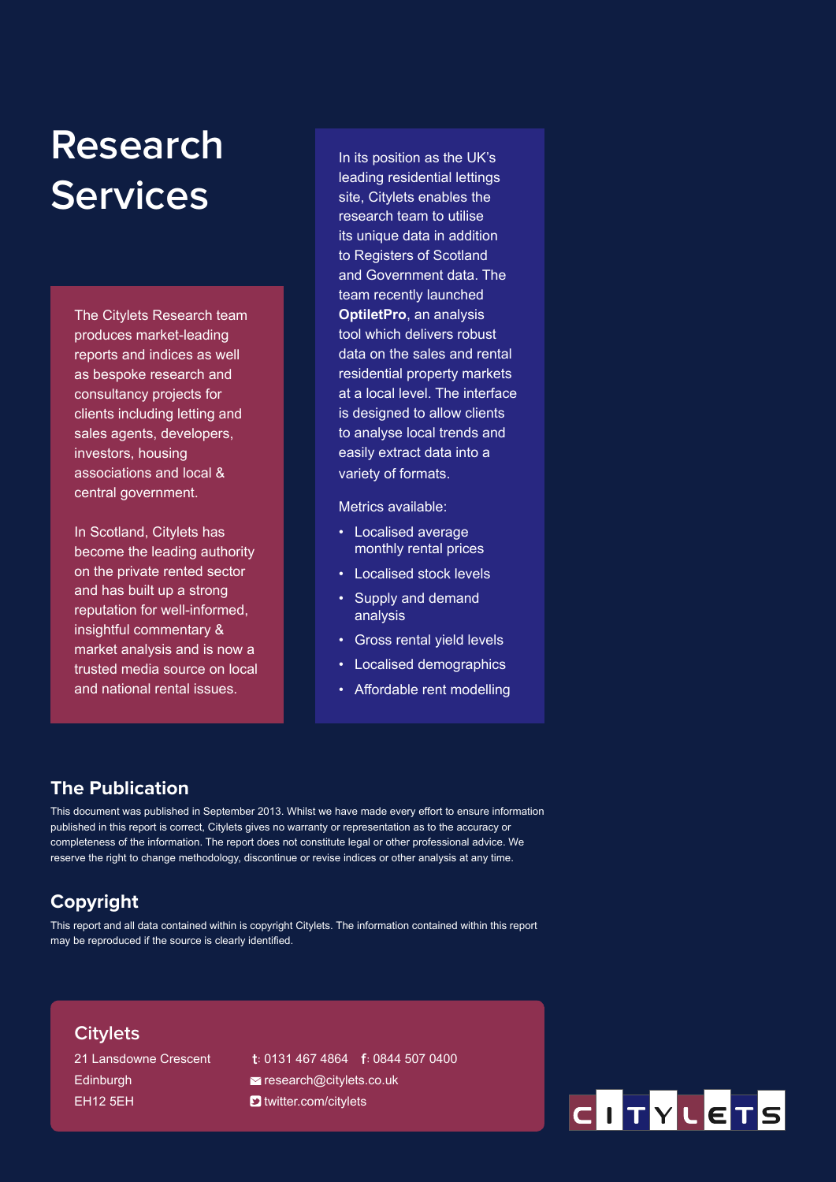# Research Services

The Citylets Research team produces market-leading reports and indices as well as bespoke research and consultancy projects for clients including letting and sales agents, developers, investors, housing associations and local & central government.

In Scotland, Citylets has become the leading authority on the private rented sector and has built up a strong reputation for well-informed, insightful commentary & market analysis and is now a trusted media source on local and national rental issues.

In its position as the UK's leading residential lettings site, Citylets enables the research team to utilise its unique data in addition to Registers of Scotland and Government data. The team recently launched **OptiletPro**, an analysis tool which delivers robust data on the sales and rental residential property markets at a local level. The interface is designed to allow clients to analyse local trends and easily extract data into a variety of formats.

Metrics available:

- Localised average monthly rental prices
- Localised stock levels
- Supply and demand analysis
- Gross rental yield levels
- Localised demographics
- Affordable rent modelling

## The Publication

This document was published in September 2013. Whilst we have made every effort to ensure information published in this report is correct, Citylets gives no warranty or representation as to the accuracy or completeness of the information. The report does not constitute legal or other professional advice. We reserve the right to change methodology, discontinue or revise indices or other analysis at any time.

## Copyright

This report and all data contained within is copyright Citylets. The information contained within this report may be reproduced if the source is clearly identified.

## Citylets

21 Lansdowne Crescent
Edinburgh
EH12 5EH

t: 0131 467 4864 f: 0844 507 0400
research@citylets.co.uk
twitter.com/citylets

CITYLETS